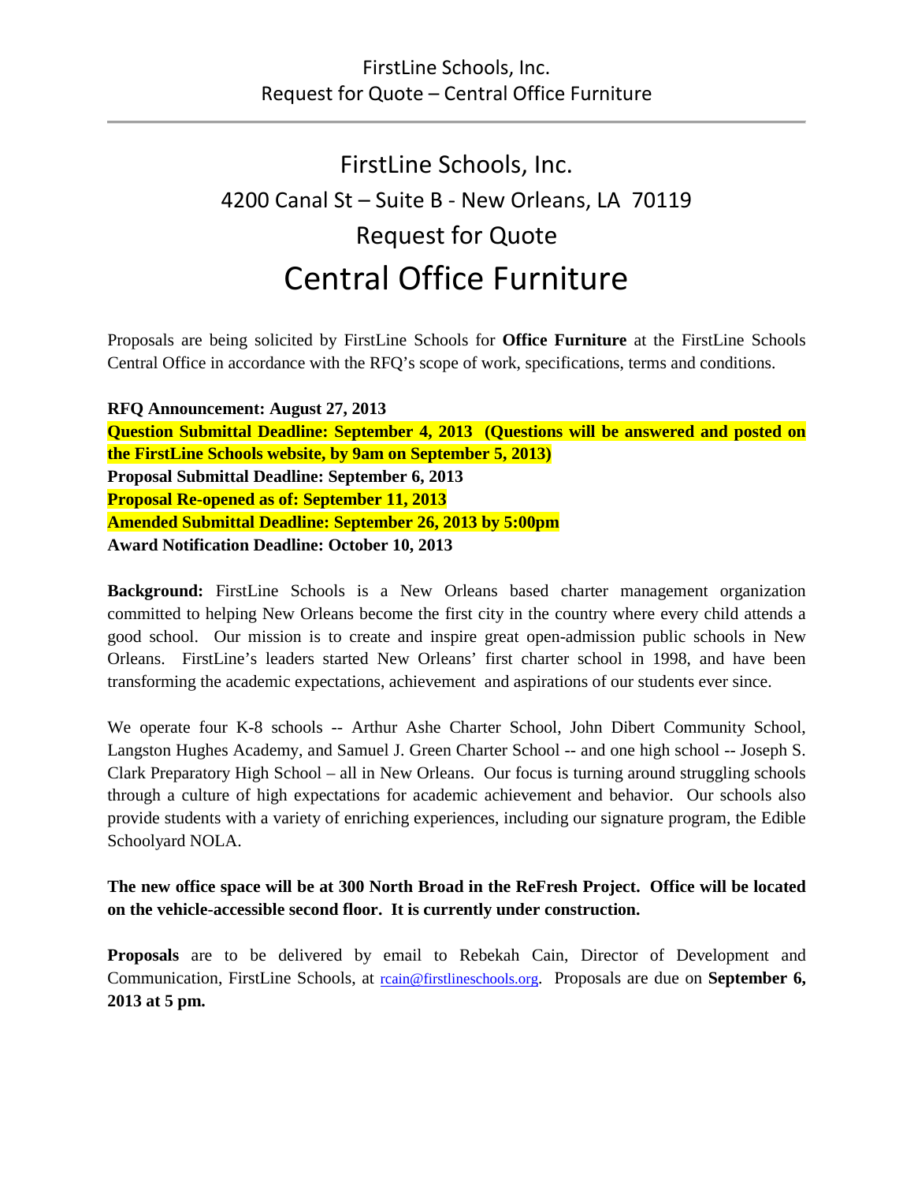# FirstLine Schools, Inc.

## 4200 Canal St – Suite B - New Orleans, LA 70119

## Request for Quote

# Central Office Furniture

Proposals are being solicited by FirstLine Schools for **Office Furniture** at the FirstLine Schools Central Office in accordance with the RFQ's scope of work, specifications, terms and conditions.

**RFQ Announcement: August 27, 2013**
**Question Submittal Deadline: September 4, 2013 (Questions will be answered and posted on the FirstLine Schools website, by 9am on September 5, 2013)**
**Proposal Submittal Deadline: September 6, 2013**
**Proposal Re-opened as of: September 11, 2013**
**Amended Submittal Deadline: September 26, 2013 by 5:00pm**
**Award Notification Deadline: October 10, 2013**

**Background:** FirstLine Schools is a New Orleans based charter management organization committed to helping New Orleans become the first city in the country where every child attends a good school. Our mission is to create and inspire great open-admission public schools in New Orleans. FirstLine's leaders started New Orleans' first charter school in 1998, and have been transforming the academic expectations, achievement and aspirations of our students ever since.

We operate four K-8 schools -- Arthur Ashe Charter School, John Dibert Community School, Langston Hughes Academy, and Samuel J. Green Charter School -- and one high school -- Joseph S. Clark Preparatory High School – all in New Orleans. Our focus is turning around struggling schools through a culture of high expectations for academic achievement and behavior. Our schools also provide students with a variety of enriching experiences, including our signature program, the Edible Schoolyard NOLA.

**The new office space will be at 300 North Broad in the ReFresh Project. Office will be located on the vehicle-accessible second floor. It is currently under construction.**

**Proposals** are to be delivered by email to Rebekah Cain, Director of Development and Communication, FirstLine Schools, at rcain@firstlineschools.org. Proposals are due on **September 6, 2013 at 5 pm.**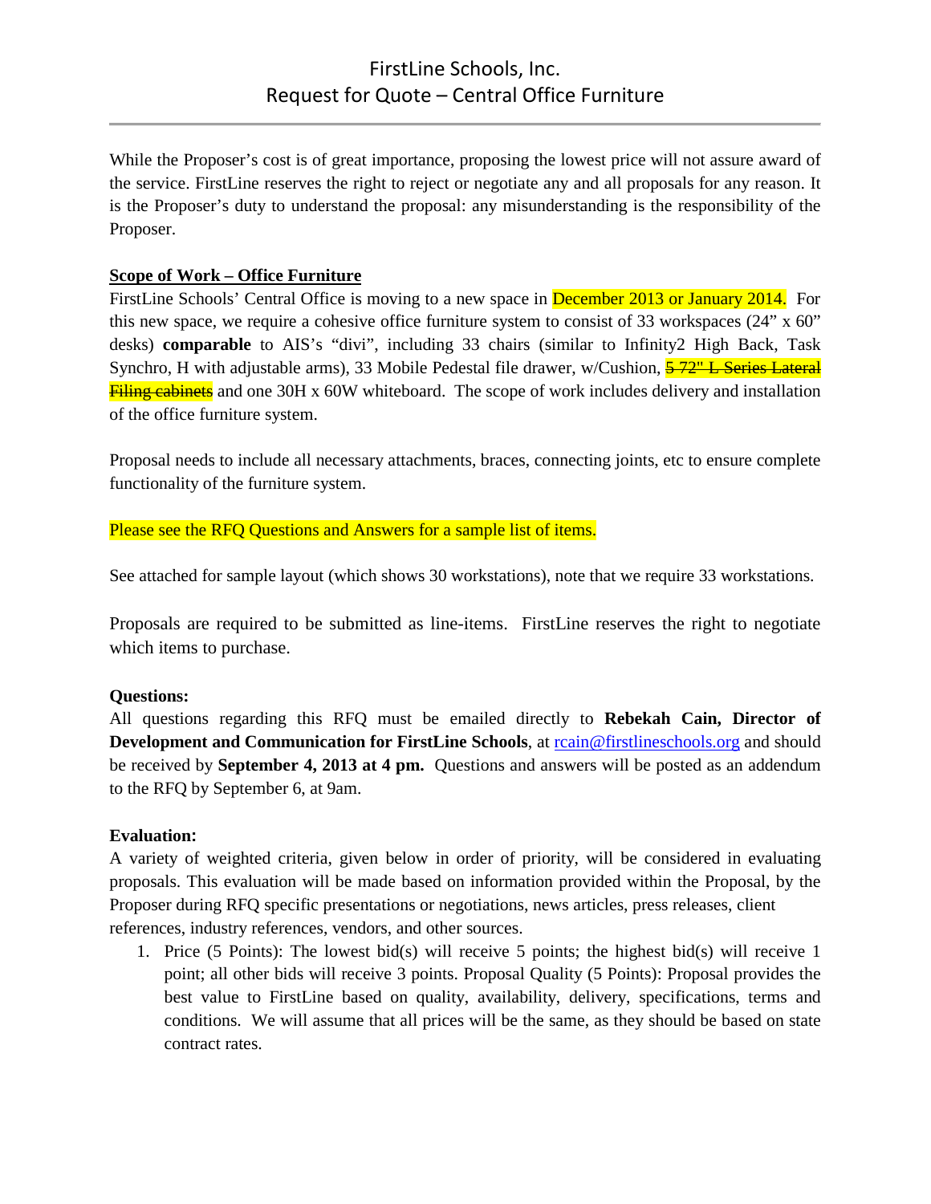While the Proposer's cost is of great importance, proposing the lowest price will not assure award of the service. FirstLine reserves the right to reject or negotiate any and all proposals for any reason. It is the Proposer's duty to understand the proposal: any misunderstanding is the responsibility of the Proposer.

**Scope of Work – Office Furniture**

FirstLine Schools' Central Office is moving to a new space in December 2013 or January 2014. For this new space, we require a cohesive office furniture system to consist of 33 workspaces (24" x 60" desks) **comparable** to AIS's "divi", including 33 chairs (similar to Infinity2 High Back, Task Synchro, H with adjustable arms), 33 Mobile Pedestal file drawer, w/Cushion, ~~5 72" L Series Lateral Filing cabinets~~ and one 30H x 60W whiteboard. The scope of work includes delivery and installation of the office furniture system.

Proposal needs to include all necessary attachments, braces, connecting joints, etc to ensure complete functionality of the furniture system.

Please see the RFQ Questions and Answers for a sample list of items.

See attached for sample layout (which shows 30 workstations), note that we require 33 workstations.

Proposals are required to be submitted as line-items. FirstLine reserves the right to negotiate which items to purchase.

**Questions:**

All questions regarding this RFQ must be emailed directly to **Rebekah Cain, Director of Development and Communication for FirstLine Schools**, at rcain@firstlineschools.org and should be received by **September 4, 2013 at 4 pm.** Questions and answers will be posted as an addendum to the RFQ by September 6, at 9am.

**Evaluation:**

A variety of weighted criteria, given below in order of priority, will be considered in evaluating proposals. This evaluation will be made based on information provided within the Proposal, by the Proposer during RFQ specific presentations or negotiations, news articles, press releases, client references, industry references, vendors, and other sources.

1. Price (5 Points): The lowest bid(s) will receive 5 points; the highest bid(s) will receive 1 point; all other bids will receive 3 points. Proposal Quality (5 Points): Proposal provides the best value to FirstLine based on quality, availability, delivery, specifications, terms and conditions. We will assume that all prices will be the same, as they should be based on state contract rates.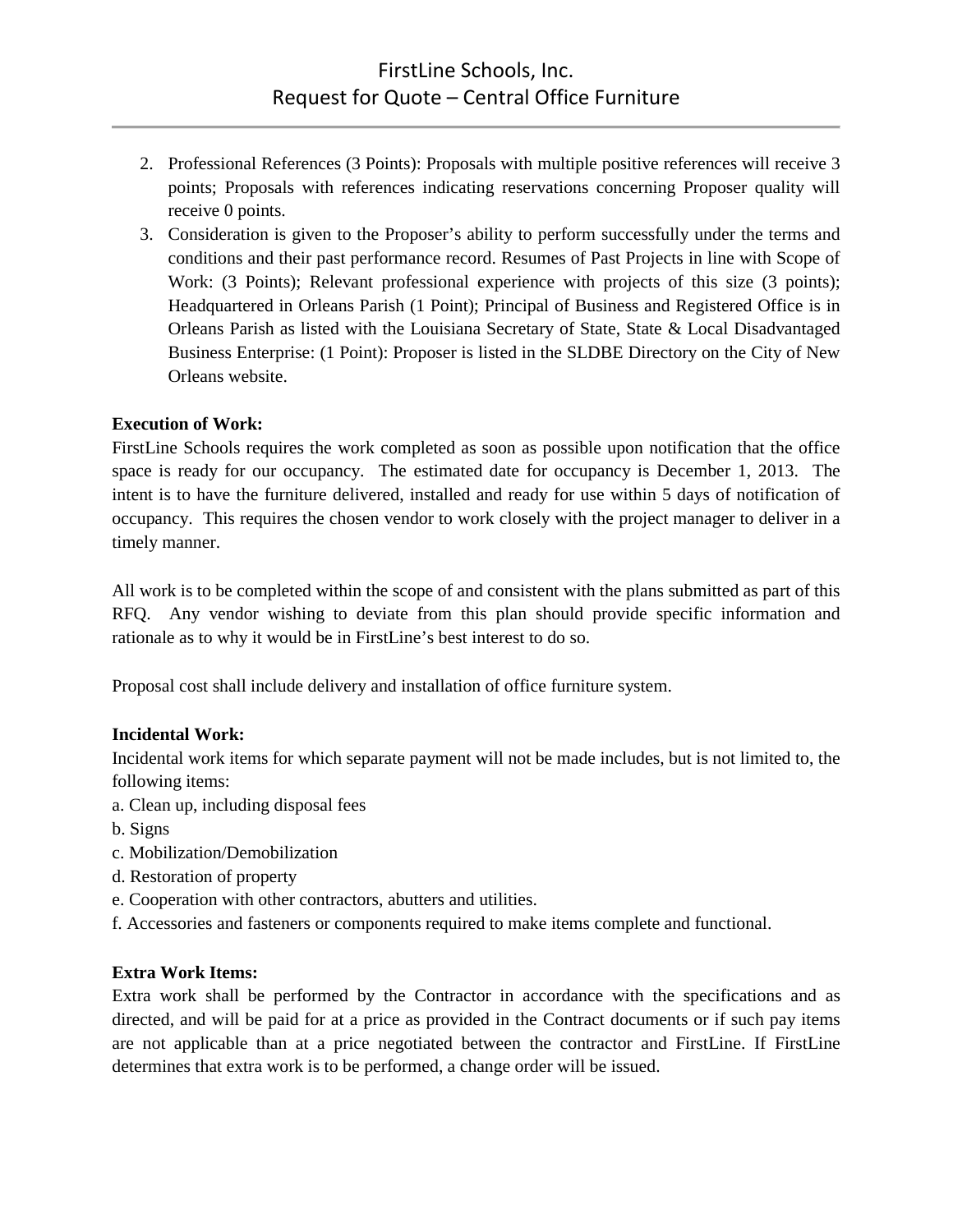2. Professional References (3 Points): Proposals with multiple positive references will receive 3 points; Proposals with references indicating reservations concerning Proposer quality will receive 0 points.
3. Consideration is given to the Proposer's ability to perform successfully under the terms and conditions and their past performance record. Resumes of Past Projects in line with Scope of Work: (3 Points); Relevant professional experience with projects of this size (3 points); Headquartered in Orleans Parish (1 Point); Principal of Business and Registered Office is in Orleans Parish as listed with the Louisiana Secretary of State, State & Local Disadvantaged Business Enterprise: (1 Point): Proposer is listed in the SLDBE Directory on the City of New Orleans website.

**Execution of Work:**
FirstLine Schools requires the work completed as soon as possible upon notification that the office space is ready for our occupancy. The estimated date for occupancy is December 1, 2013. The intent is to have the furniture delivered, installed and ready for use within 5 days of notification of occupancy. This requires the chosen vendor to work closely with the project manager to deliver in a timely manner.

All work is to be completed within the scope of and consistent with the plans submitted as part of this RFQ. Any vendor wishing to deviate from this plan should provide specific information and rationale as to why it would be in FirstLine's best interest to do so.

Proposal cost shall include delivery and installation of office furniture system.

**Incidental Work:**
Incidental work items for which separate payment will not be made includes, but is not limited to, the following items:

a. Clean up, including disposal fees
b. Signs
c. Mobilization/Demobilization
d. Restoration of property
e. Cooperation with other contractors, abutters and utilities.
f. Accessories and fasteners or components required to make items complete and functional.

**Extra Work Items:**
Extra work shall be performed by the Contractor in accordance with the specifications and as directed, and will be paid for at a price as provided in the Contract documents or if such pay items are not applicable than at a price negotiated between the contractor and FirstLine. If FirstLine determines that extra work is to be performed, a change order will be issued.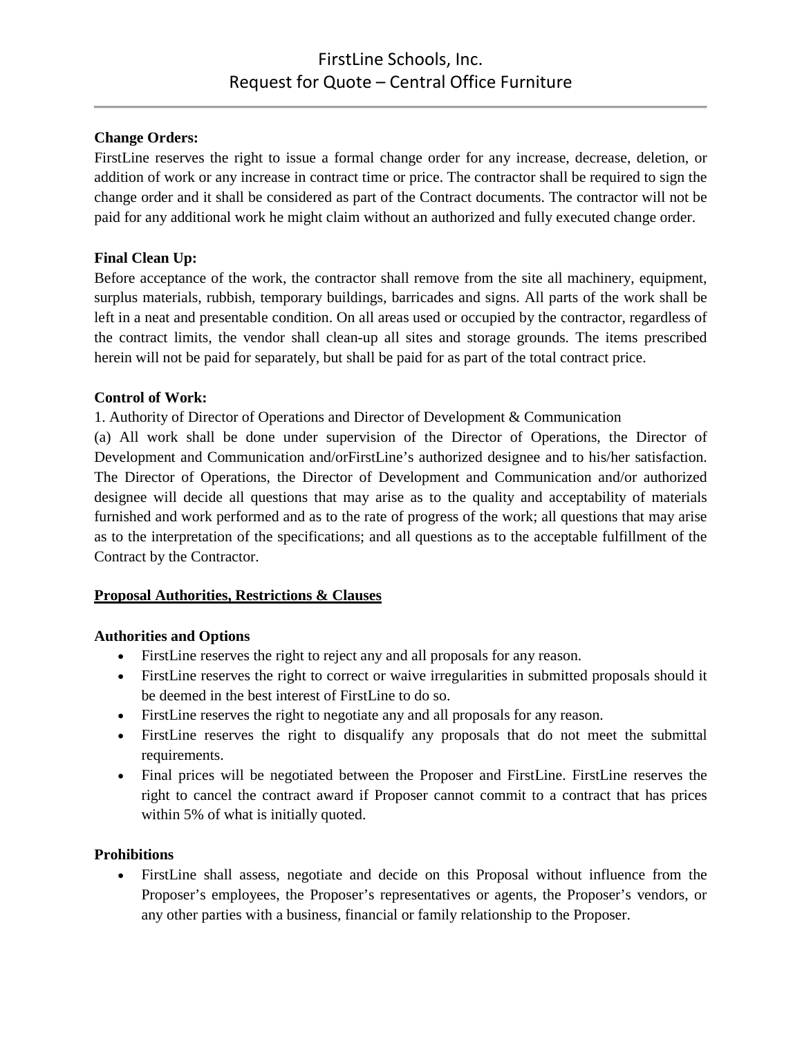**Change Orders:**
FirstLine reserves the right to issue a formal change order for any increase, decrease, deletion, or addition of work or any increase in contract time or price. The contractor shall be required to sign the change order and it shall be considered as part of the Contract documents. The contractor will not be paid for any additional work he might claim without an authorized and fully executed change order.

**Final Clean Up:**
Before acceptance of the work, the contractor shall remove from the site all machinery, equipment, surplus materials, rubbish, temporary buildings, barricades and signs. All parts of the work shall be left in a neat and presentable condition. On all areas used or occupied by the contractor, regardless of the contract limits, the vendor shall clean-up all sites and storage grounds. The items prescribed herein will not be paid for separately, but shall be paid for as part of the total contract price.

**Control of Work:**
1. Authority of Director of Operations and Director of Development & Communication
(a) All work shall be done under supervision of the Director of Operations, the Director of Development and Communication and/orFirstLine's authorized designee and to his/her satisfaction. The Director of Operations, the Director of Development and Communication and/or authorized designee will decide all questions that may arise as to the quality and acceptability of materials furnished and work performed and as to the rate of progress of the work; all questions that may arise as to the interpretation of the specifications; and all questions as to the acceptable fulfillment of the Contract by the Contractor.

## Proposal Authorities, Restrictions & Clauses

**Authorities and Options**

- FirstLine reserves the right to reject any and all proposals for any reason.
- FirstLine reserves the right to correct or waive irregularities in submitted proposals should it be deemed in the best interest of FirstLine to do so.
- FirstLine reserves the right to negotiate any and all proposals for any reason.
- FirstLine reserves the right to disqualify any proposals that do not meet the submittal requirements.
- Final prices will be negotiated between the Proposer and FirstLine. FirstLine reserves the right to cancel the contract award if Proposer cannot commit to a contract that has prices within 5% of what is initially quoted.

**Prohibitions**

- FirstLine shall assess, negotiate and decide on this Proposal without influence from the Proposer's employees, the Proposer's representatives or agents, the Proposer's vendors, or any other parties with a business, financial or family relationship to the Proposer.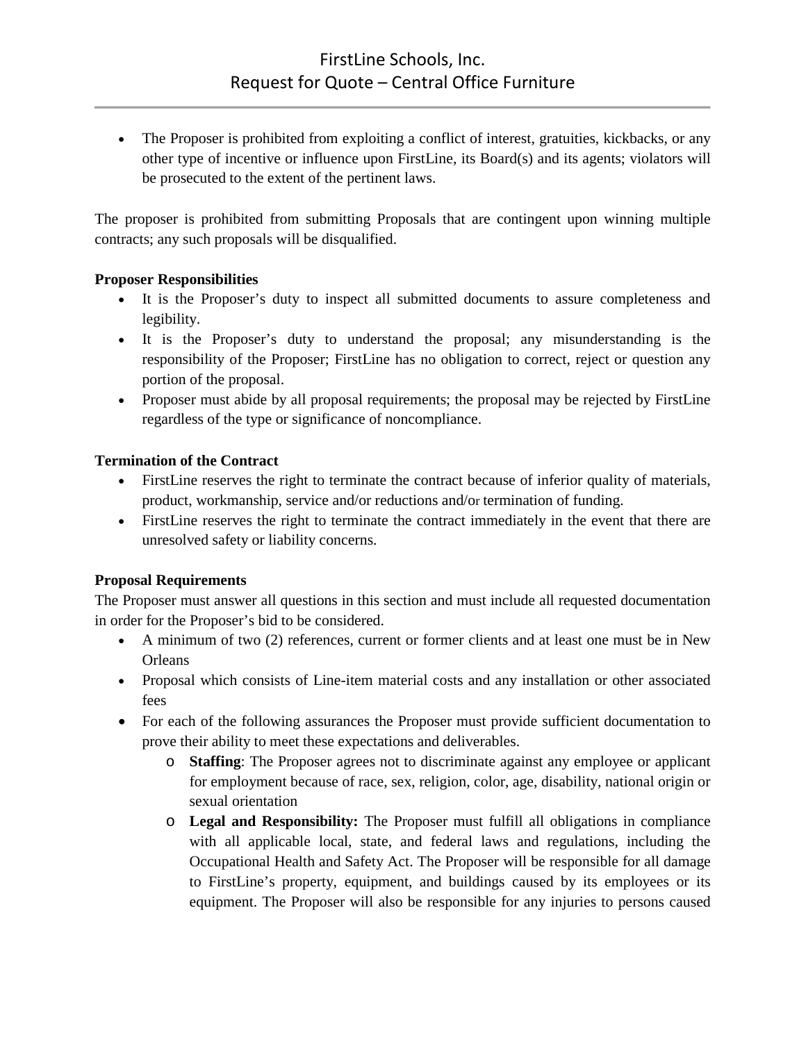- The Proposer is prohibited from exploiting a conflict of interest, gratuities, kickbacks, or any other type of incentive or influence upon FirstLine, its Board(s) and its agents; violators will be prosecuted to the extent of the pertinent laws.

The proposer is prohibited from submitting Proposals that are contingent upon winning multiple contracts; any such proposals will be disqualified.

**Proposer Responsibilities**

- It is the Proposer's duty to inspect all submitted documents to assure completeness and legibility.
- It is the Proposer's duty to understand the proposal; any misunderstanding is the responsibility of the Proposer; FirstLine has no obligation to correct, reject or question any portion of the proposal.
- Proposer must abide by all proposal requirements; the proposal may be rejected by FirstLine regardless of the type or significance of noncompliance.

**Termination of the Contract**

- FirstLine reserves the right to terminate the contract because of inferior quality of materials, product, workmanship, service and/or reductions and/or termination of funding.
- FirstLine reserves the right to terminate the contract immediately in the event that there are unresolved safety or liability concerns.

**Proposal Requirements**

The Proposer must answer all questions in this section and must include all requested documentation in order for the Proposer's bid to be considered.

- A minimum of two (2) references, current or former clients and at least one must be in New Orleans
- Proposal which consists of Line-item material costs and any installation or other associated fees
- For each of the following assurances the Proposer must provide sufficient documentation to prove their ability to meet these expectations and deliverables.
  - **Staffing**: The Proposer agrees not to discriminate against any employee or applicant for employment because of race, sex, religion, color, age, disability, national origin or sexual orientation
  - **Legal and Responsibility:** The Proposer must fulfill all obligations in compliance with all applicable local, state, and federal laws and regulations, including the Occupational Health and Safety Act. The Proposer will be responsible for all damage to FirstLine's property, equipment, and buildings caused by its employees or its equipment. The Proposer will also be responsible for any injuries to persons caused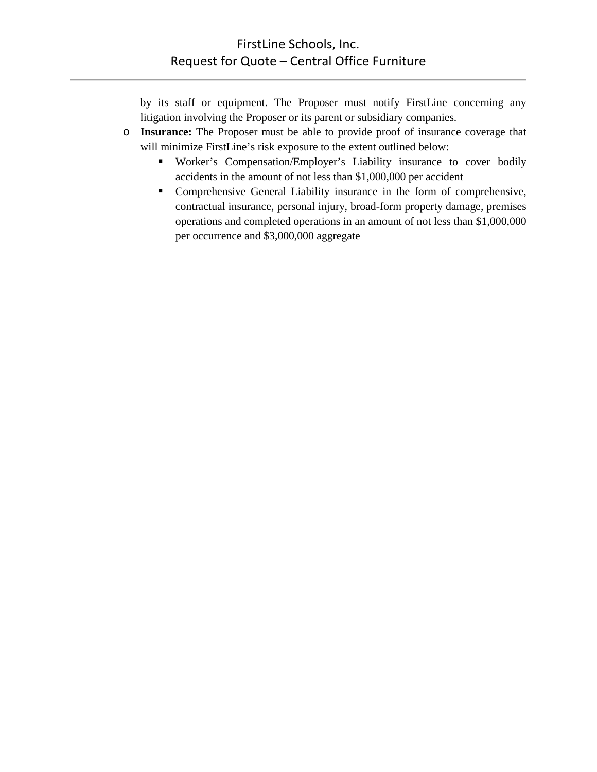by its staff or equipment. The Proposer must notify FirstLine concerning any litigation involving the Proposer or its parent or subsidiary companies.

- **Insurance:** The Proposer must be able to provide proof of insurance coverage that will minimize FirstLine's risk exposure to the extent outlined below:
  - Worker's Compensation/Employer's Liability insurance to cover bodily accidents in the amount of not less than $1,000,000 per accident
  - Comprehensive General Liability insurance in the form of comprehensive, contractual insurance, personal injury, broad-form property damage, premises operations and completed operations in an amount of not less than $1,000,000 per occurrence and $3,000,000 aggregate